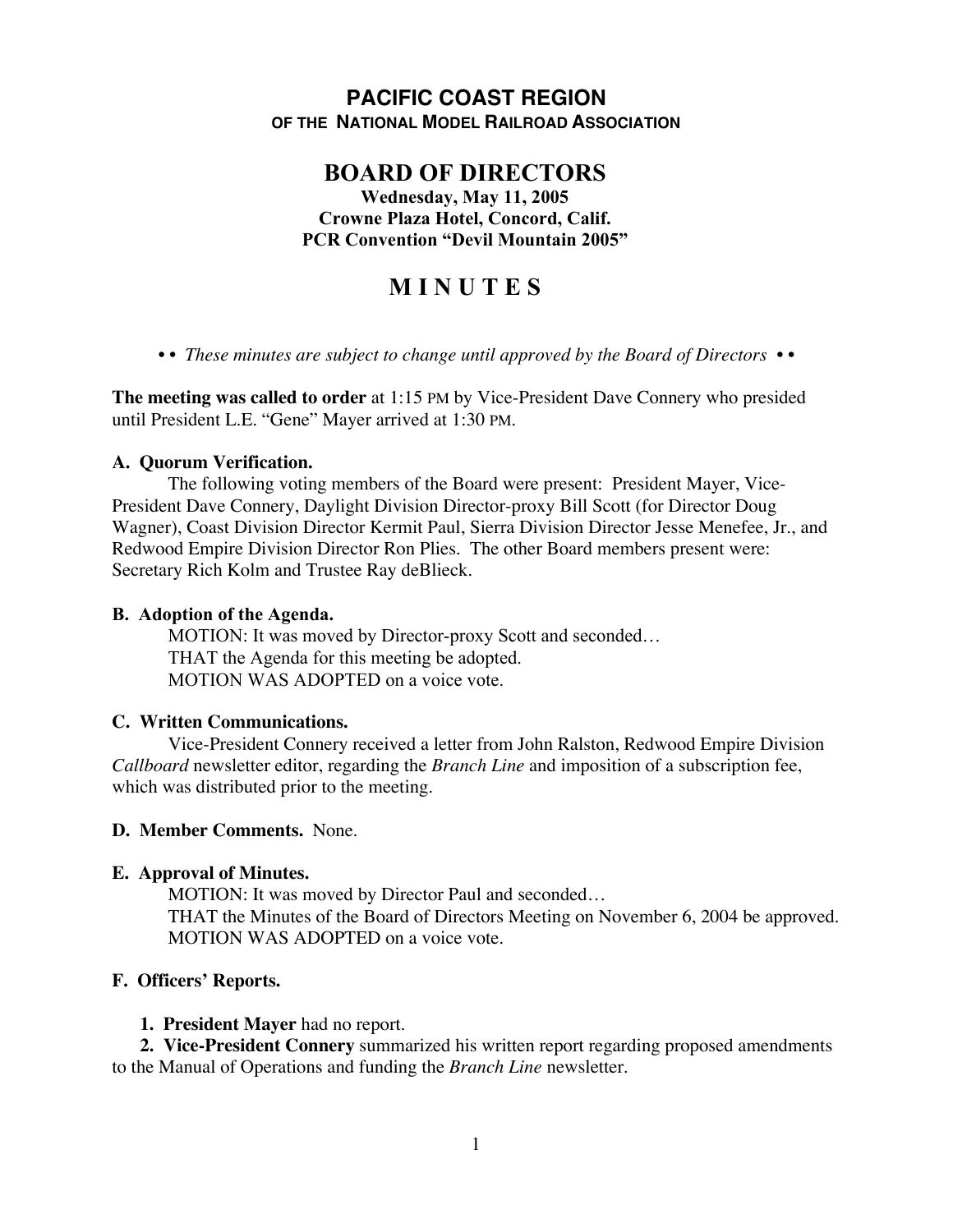# PACIFIC COAST REGION

### OF THE NATIONAL MODEL RAILROAD ASSOCIATION

## BOARD OF DIRECTORS

**Wednesday, May 11, 2005**
**Crowne Plaza Hotel, Concord, Calif.**
**PCR Convention "Devil Mountain 2005"**

## M I N U T E S

• • *These minutes are subject to change until approved by the Board of Directors* • •

**The meeting was called to order** at 1:15 PM by Vice-President Dave Connery who presided until President L.E. "Gene" Mayer arrived at 1:30 PM.

#### A. Quorum Verification.

The following voting members of the Board were present: President Mayer, Vice-President Dave Connery, Daylight Division Director-proxy Bill Scott (for Director Doug Wagner), Coast Division Director Kermit Paul, Sierra Division Director Jesse Menefee, Jr., and Redwood Empire Division Director Ron Plies. The other Board members present were: Secretary Rich Kolm and Trustee Ray deBlieck.

#### B. Adoption of the Agenda.

MOTION: It was moved by Director-proxy Scott and seconded…
THAT the Agenda for this meeting be adopted.
MOTION WAS ADOPTED on a voice vote.

#### C. Written Communications.

Vice-President Connery received a letter from John Ralston, Redwood Empire Division *Callboard* newsletter editor, regarding the *Branch Line* and imposition of a subscription fee, which was distributed prior to the meeting.

**D. Member Comments.** None.

#### E. Approval of Minutes.

MOTION: It was moved by Director Paul and seconded…
THAT the Minutes of the Board of Directors Meeting on November 6, 2004 be approved.
MOTION WAS ADOPTED on a voice vote.

#### F. Officers' Reports.

**1. President Mayer** had no report.

**2. Vice-President Connery** summarized his written report regarding proposed amendments to the Manual of Operations and funding the *Branch Line* newsletter.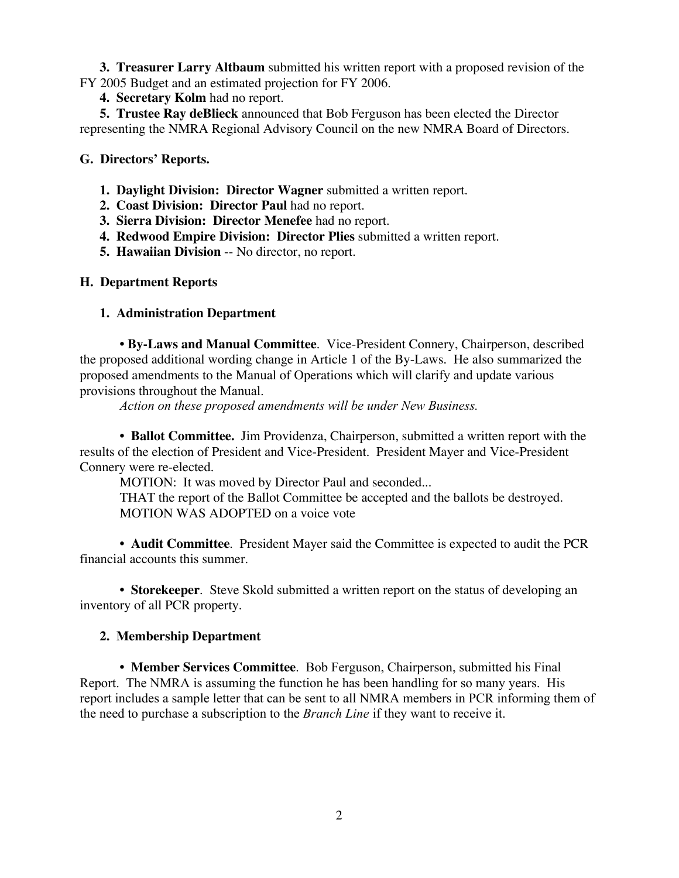**3. Treasurer Larry Altbaum** submitted his written report with a proposed revision of the FY 2005 Budget and an estimated projection for FY 2006.

**4. Secretary Kolm** had no report.

**5. Trustee Ray deBlieck** announced that Bob Ferguson has been elected the Director representing the NMRA Regional Advisory Council on the new NMRA Board of Directors.

**G. Directors' Reports.**

1. **Daylight Division: Director Wagner** submitted a written report.
2. **Coast Division: Director Paul** had no report.
3. **Sierra Division: Director Menefee** had no report.
4. **Redwood Empire Division: Director Plies** submitted a written report.
5. **Hawaiian Division** -- No director, no report.

**H. Department Reports**

**1. Administration Department**

• **By-Laws and Manual Committee**. Vice-President Connery, Chairperson, described the proposed additional wording change in Article 1 of the By-Laws. He also summarized the proposed amendments to the Manual of Operations which will clarify and update various provisions throughout the Manual.

*Action on these proposed amendments will be under New Business.*

• **Ballot Committee.** Jim Providenza, Chairperson, submitted a written report with the results of the election of President and Vice-President. President Mayer and Vice-President Connery were re-elected.

MOTION: It was moved by Director Paul and seconded...

THAT the report of the Ballot Committee be accepted and the ballots be destroyed.

MOTION WAS ADOPTED on a voice vote

• **Audit Committee**. President Mayer said the Committee is expected to audit the PCR financial accounts this summer.

• **Storekeeper**. Steve Skold submitted a written report on the status of developing an inventory of all PCR property.

**2. Membership Department**

• **Member Services Committee**. Bob Ferguson, Chairperson, submitted his Final Report. The NMRA is assuming the function he has been handling for so many years. His report includes a sample letter that can be sent to all NMRA members in PCR informing them of the need to purchase a subscription to the *Branch Line* if they want to receive it.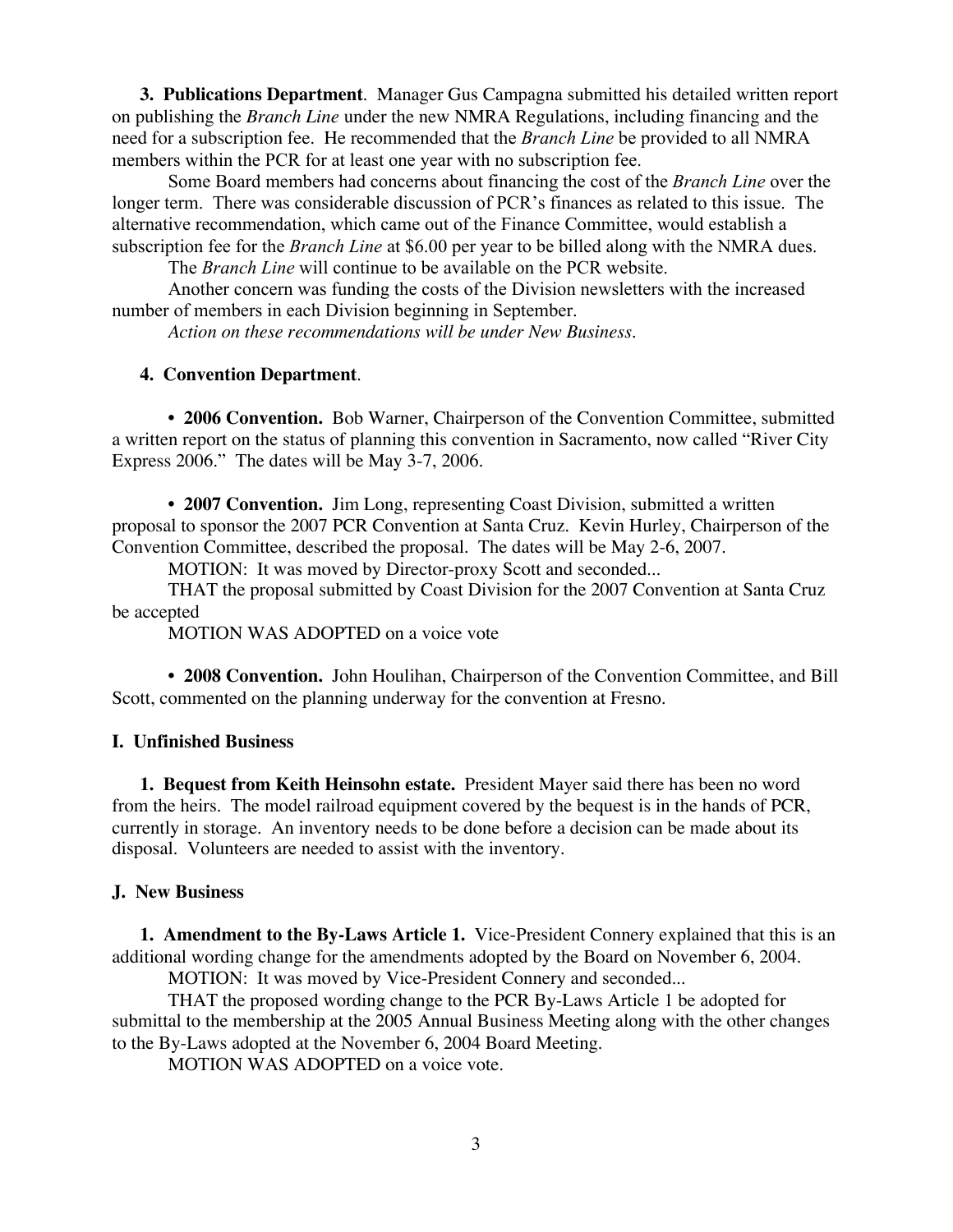**3. Publications Department**. Manager Gus Campagna submitted his detailed written report on publishing the *Branch Line* under the new NMRA Regulations, including financing and the need for a subscription fee. He recommended that the *Branch Line* be provided to all NMRA members within the PCR for at least one year with no subscription fee.

Some Board members had concerns about financing the cost of the *Branch Line* over the longer term. There was considerable discussion of PCR's finances as related to this issue. The alternative recommendation, which came out of the Finance Committee, would establish a subscription fee for the *Branch Line* at $6.00 per year to be billed along with the NMRA dues.

The *Branch Line* will continue to be available on the PCR website.

Another concern was funding the costs of the Division newsletters with the increased number of members in each Division beginning in September.

*Action on these recommendations will be under New Business.*

**4. Convention Department**.

• **2006 Convention.** Bob Warner, Chairperson of the Convention Committee, submitted a written report on the status of planning this convention in Sacramento, now called "River City Express 2006." The dates will be May 3-7, 2006.

• **2007 Convention.** Jim Long, representing Coast Division, submitted a written proposal to sponsor the 2007 PCR Convention at Santa Cruz. Kevin Hurley, Chairperson of the Convention Committee, described the proposal. The dates will be May 2-6, 2007.

MOTION: It was moved by Director-proxy Scott and seconded...

THAT the proposal submitted by Coast Division for the 2007 Convention at Santa Cruz be accepted

MOTION WAS ADOPTED on a voice vote

• **2008 Convention.** John Houlihan, Chairperson of the Convention Committee, and Bill Scott, commented on the planning underway for the convention at Fresno.

## I. Unfinished Business

**1. Bequest from Keith Heinsohn estate.** President Mayer said there has been no word from the heirs. The model railroad equipment covered by the bequest is in the hands of PCR, currently in storage. An inventory needs to be done before a decision can be made about its disposal. Volunteers are needed to assist with the inventory.

## J. New Business

**1. Amendment to the By-Laws Article 1.** Vice-President Connery explained that this is an additional wording change for the amendments adopted by the Board on November 6, 2004.

MOTION: It was moved by Vice-President Connery and seconded...

THAT the proposed wording change to the PCR By-Laws Article 1 be adopted for submittal to the membership at the 2005 Annual Business Meeting along with the other changes to the By-Laws adopted at the November 6, 2004 Board Meeting.

MOTION WAS ADOPTED on a voice vote.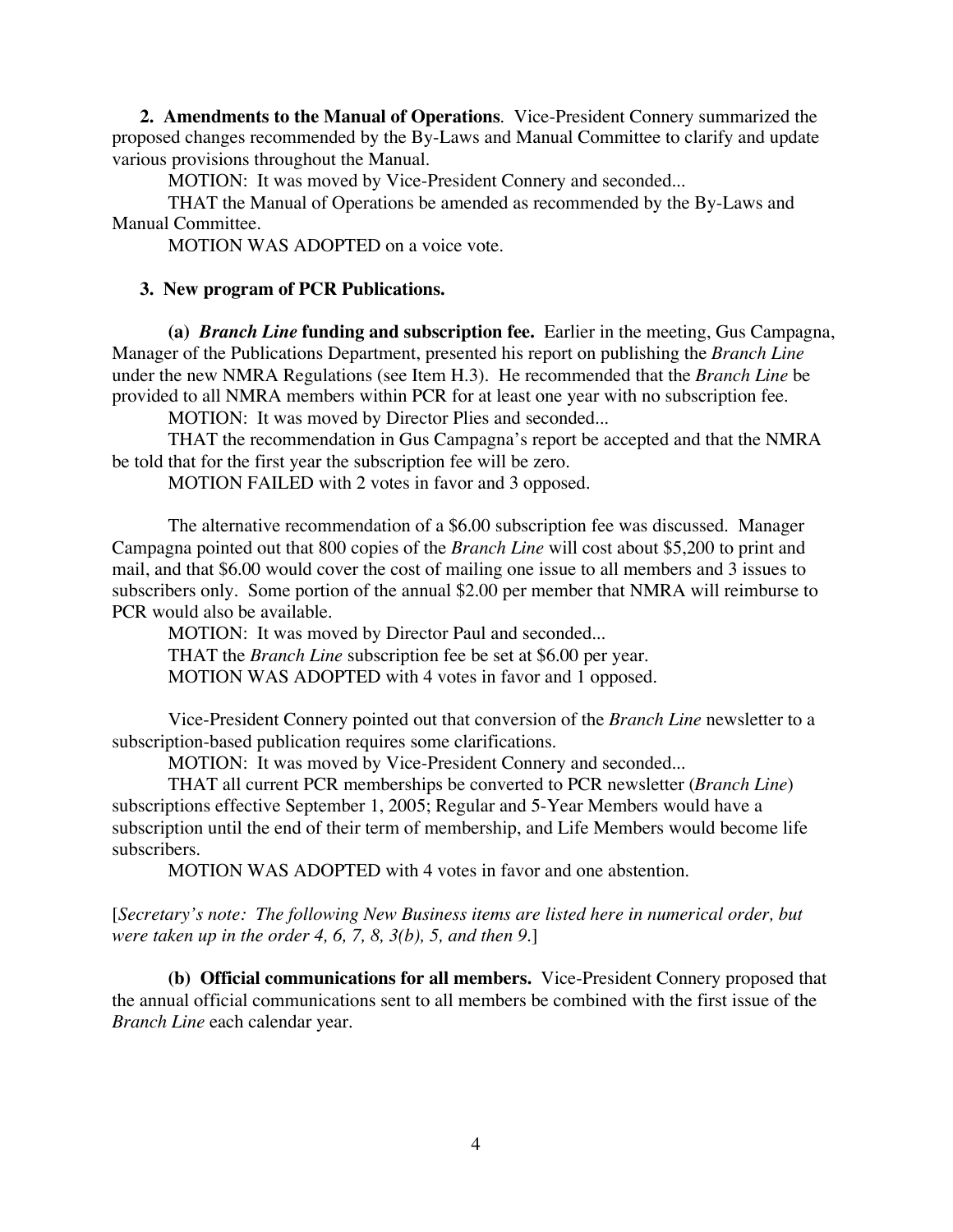**2. Amendments to the Manual of Operations**. Vice-President Connery summarized the proposed changes recommended by the By-Laws and Manual Committee to clarify and update various provisions throughout the Manual.

MOTION: It was moved by Vice-President Connery and seconded...

THAT the Manual of Operations be amended as recommended by the By-Laws and Manual Committee.

MOTION WAS ADOPTED on a voice vote.

**3. New program of PCR Publications.**

**(a)** ***Branch Line*** **funding and subscription fee.** Earlier in the meeting, Gus Campagna, Manager of the Publications Department, presented his report on publishing the *Branch Line* under the new NMRA Regulations (see Item H.3). He recommended that the *Branch Line* be provided to all NMRA members within PCR for at least one year with no subscription fee.

MOTION: It was moved by Director Plies and seconded...

THAT the recommendation in Gus Campagna's report be accepted and that the NMRA be told that for the first year the subscription fee will be zero.

MOTION FAILED with 2 votes in favor and 3 opposed.

The alternative recommendation of a $6.00 subscription fee was discussed. Manager Campagna pointed out that 800 copies of the *Branch Line* will cost about $5,200 to print and mail, and that $6.00 would cover the cost of mailing one issue to all members and 3 issues to subscribers only. Some portion of the annual $2.00 per member that NMRA will reimburse to PCR would also be available.

MOTION: It was moved by Director Paul and seconded...

THAT the *Branch Line* subscription fee be set at $6.00 per year.

MOTION WAS ADOPTED with 4 votes in favor and 1 opposed.

Vice-President Connery pointed out that conversion of the *Branch Line* newsletter to a subscription-based publication requires some clarifications.

MOTION: It was moved by Vice-President Connery and seconded...

THAT all current PCR memberships be converted to PCR newsletter (*Branch Line*) subscriptions effective September 1, 2005; Regular and 5-Year Members would have a subscription until the end of their term of membership, and Life Members would become life subscribers.

MOTION WAS ADOPTED with 4 votes in favor and one abstention.

[*Secretary's note: The following New Business items are listed here in numerical order, but were taken up in the order 4, 6, 7, 8, 3(b), 5, and then 9.*]

**(b) Official communications for all members.** Vice-President Connery proposed that the annual official communications sent to all members be combined with the first issue of the *Branch Line* each calendar year.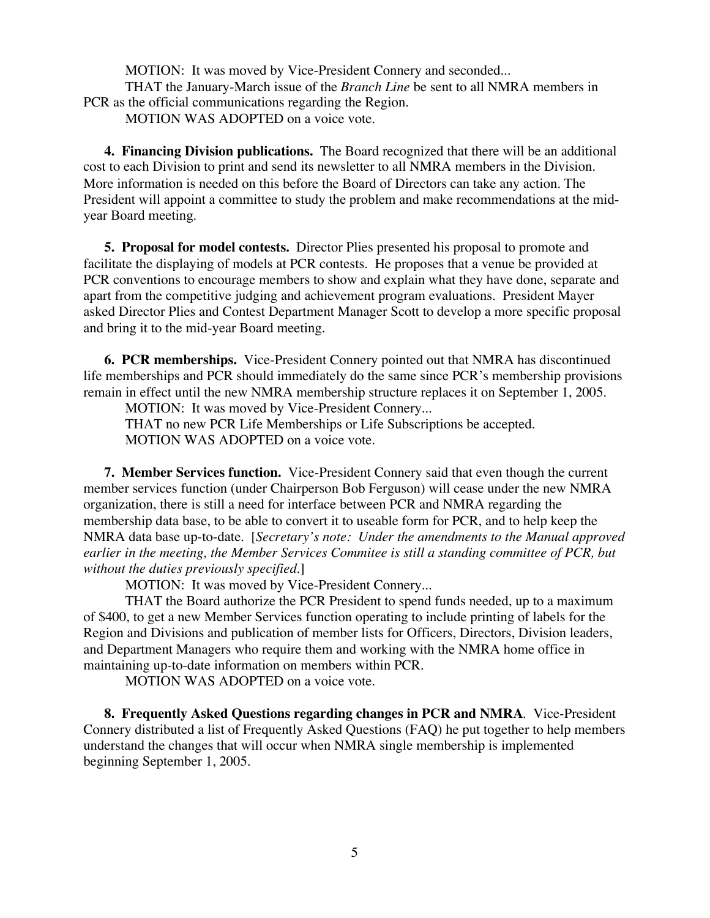MOTION: It was moved by Vice-President Connery and seconded...

THAT the January-March issue of the *Branch Line* be sent to all NMRA members in PCR as the official communications regarding the Region.

MOTION WAS ADOPTED on a voice vote.

**4. Financing Division publications.** The Board recognized that there will be an additional cost to each Division to print and send its newsletter to all NMRA members in the Division. More information is needed on this before the Board of Directors can take any action. The President will appoint a committee to study the problem and make recommendations at the mid-year Board meeting.

**5. Proposal for model contests.** Director Plies presented his proposal to promote and facilitate the displaying of models at PCR contests. He proposes that a venue be provided at PCR conventions to encourage members to show and explain what they have done, separate and apart from the competitive judging and achievement program evaluations. President Mayer asked Director Plies and Contest Department Manager Scott to develop a more specific proposal and bring it to the mid-year Board meeting.

**6. PCR memberships.** Vice-President Connery pointed out that NMRA has discontinued life memberships and PCR should immediately do the same since PCR's membership provisions remain in effect until the new NMRA membership structure replaces it on September 1, 2005.

MOTION: It was moved by Vice-President Connery...

THAT no new PCR Life Memberships or Life Subscriptions be accepted.

MOTION WAS ADOPTED on a voice vote.

**7. Member Services function.** Vice-President Connery said that even though the current member services function (under Chairperson Bob Ferguson) will cease under the new NMRA organization, there is still a need for interface between PCR and NMRA regarding the membership data base, to be able to convert it to useable form for PCR, and to help keep the NMRA data base up-to-date. [*Secretary's note: Under the amendments to the Manual approved earlier in the meeting, the Member Services Commitee is still a standing committee of PCR, but without the duties previously specified.*]

MOTION: It was moved by Vice-President Connery...

THAT the Board authorize the PCR President to spend funds needed, up to a maximum of $400, to get a new Member Services function operating to include printing of labels for the Region and Divisions and publication of member lists for Officers, Directors, Division leaders, and Department Managers who require them and working with the NMRA home office in maintaining up-to-date information on members within PCR.

MOTION WAS ADOPTED on a voice vote.

**8. Frequently Asked Questions regarding changes in PCR and NMRA**. Vice-President Connery distributed a list of Frequently Asked Questions (FAQ) he put together to help members understand the changes that will occur when NMRA single membership is implemented beginning September 1, 2005.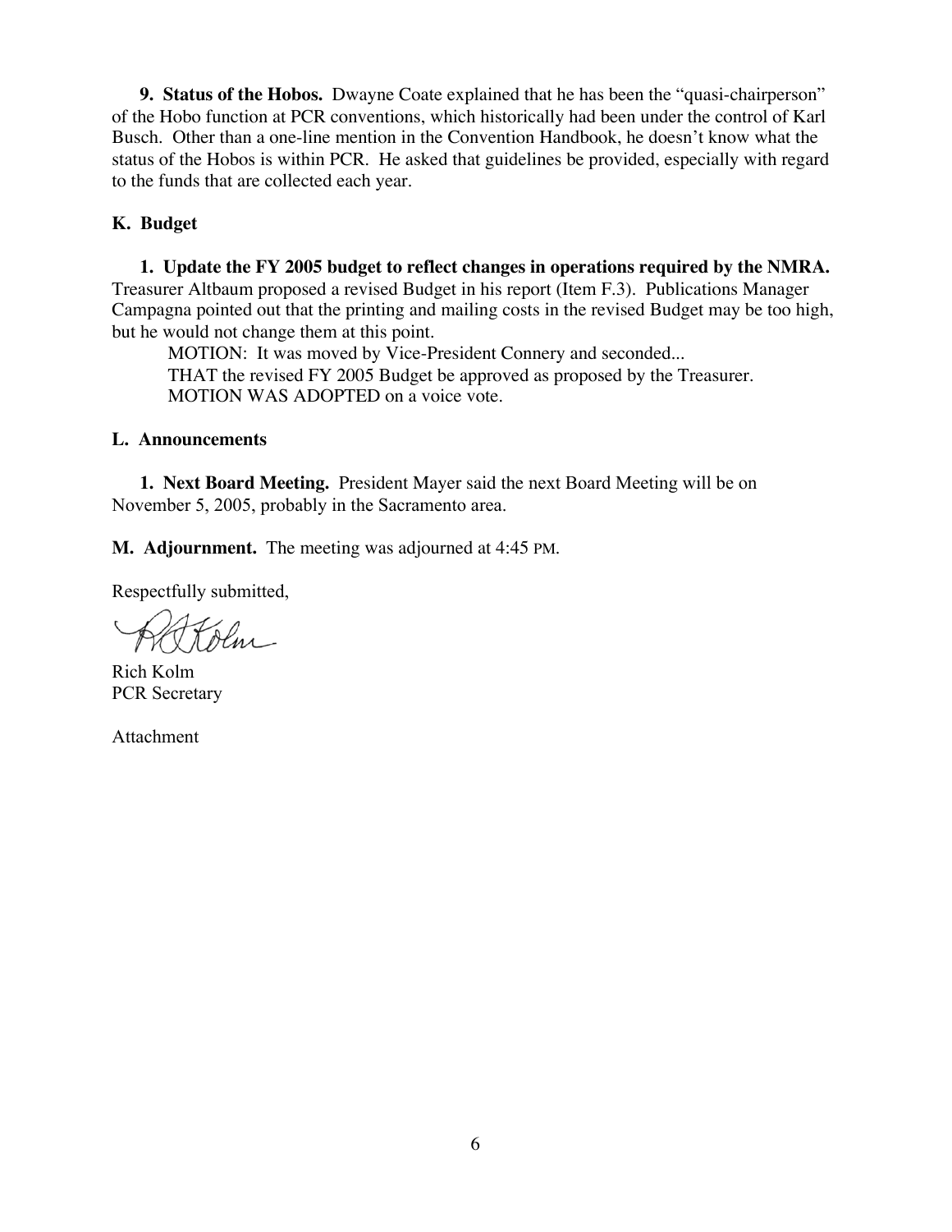**9. Status of the Hobos.** Dwayne Coate explained that he has been the "quasi-chairperson" of the Hobo function at PCR conventions, which historically had been under the control of Karl Busch. Other than a one-line mention in the Convention Handbook, he doesn't know what the status of the Hobos is within PCR. He asked that guidelines be provided, especially with regard to the funds that are collected each year.

## K. Budget

**1. Update the FY 2005 budget to reflect changes in operations required by the NMRA.** Treasurer Altbaum proposed a revised Budget in his report (Item F.3). Publications Manager Campagna pointed out that the printing and mailing costs in the revised Budget may be too high, but he would not change them at this point.

MOTION: It was moved by Vice-President Connery and seconded...
THAT the revised FY 2005 Budget be approved as proposed by the Treasurer.
MOTION WAS ADOPTED on a voice vote.

## L. Announcements

**1. Next Board Meeting.** President Mayer said the next Board Meeting will be on November 5, 2005, probably in the Sacramento area.

**M. Adjournment.** The meeting was adjourned at 4:45 PM.

Respectfully submitted,

Rich Kolm
PCR Secretary

Attachment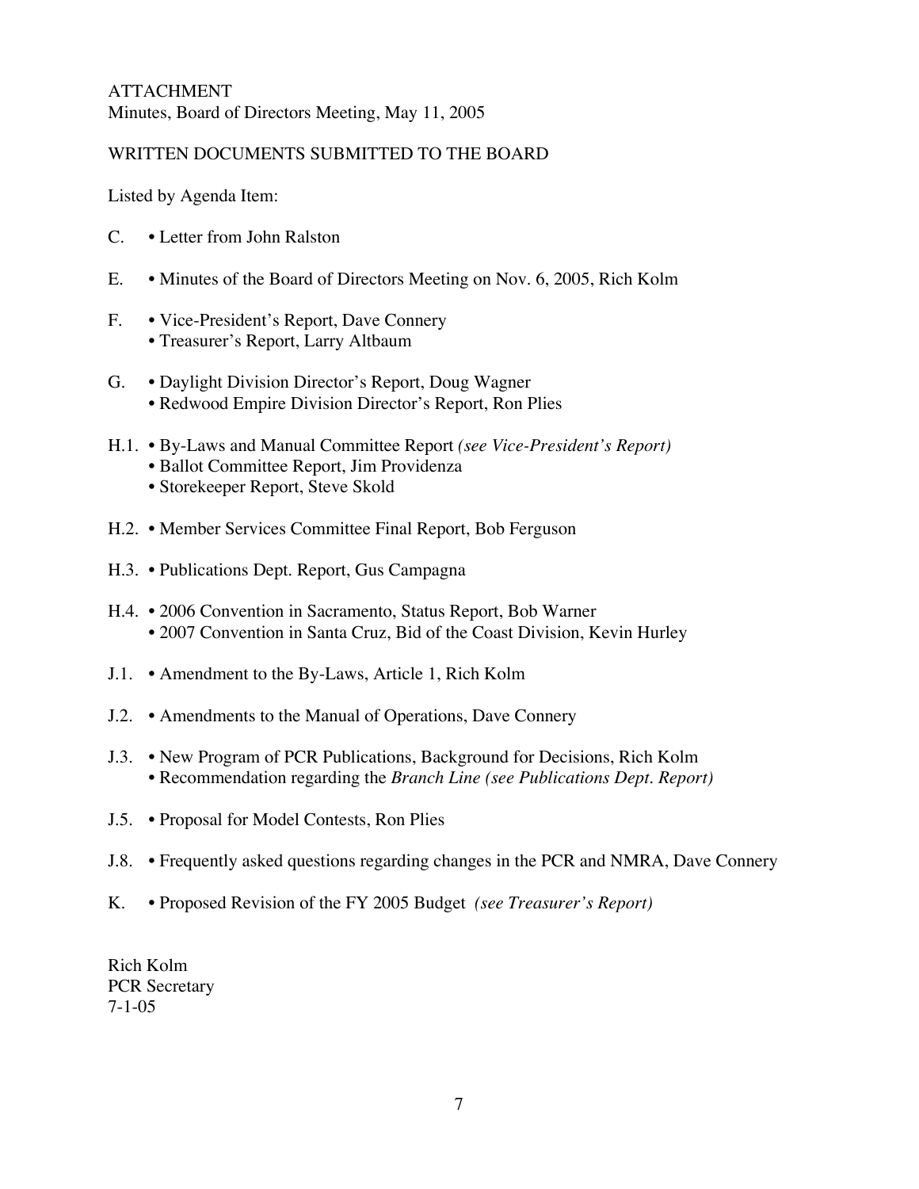ATTACHMENT
Minutes, Board of Directors Meeting, May 11, 2005

WRITTEN DOCUMENTS SUBMITTED TO THE BOARD

Listed by Agenda Item:

C. • Letter from John Ralston

E. • Minutes of the Board of Directors Meeting on Nov. 6, 2005, Rich Kolm

F. • Vice-President's Report, Dave Connery
 • Treasurer's Report, Larry Altbaum

G. • Daylight Division Director's Report, Doug Wagner
 • Redwood Empire Division Director's Report, Ron Plies

H.1. • By-Laws and Manual Committee Report *(see Vice-President's Report)*
 • Ballot Committee Report, Jim Providenza
 • Storekeeper Report, Steve Skold

H.2. • Member Services Committee Final Report, Bob Ferguson

H.3. • Publications Dept. Report, Gus Campagna

H.4. • 2006 Convention in Sacramento, Status Report, Bob Warner
 • 2007 Convention in Santa Cruz, Bid of the Coast Division, Kevin Hurley

J.1. • Amendment to the By-Laws, Article 1, Rich Kolm

J.2. • Amendments to the Manual of Operations, Dave Connery

J.3. • New Program of PCR Publications, Background for Decisions, Rich Kolm
 • Recommendation regarding the *Branch Line (see Publications Dept. Report)*

J.5. • Proposal for Model Contests, Ron Plies

J.8. • Frequently asked questions regarding changes in the PCR and NMRA, Dave Connery

K. • Proposed Revision of the FY 2005 Budget *(see Treasurer's Report)*

Rich Kolm
PCR Secretary
7-1-05